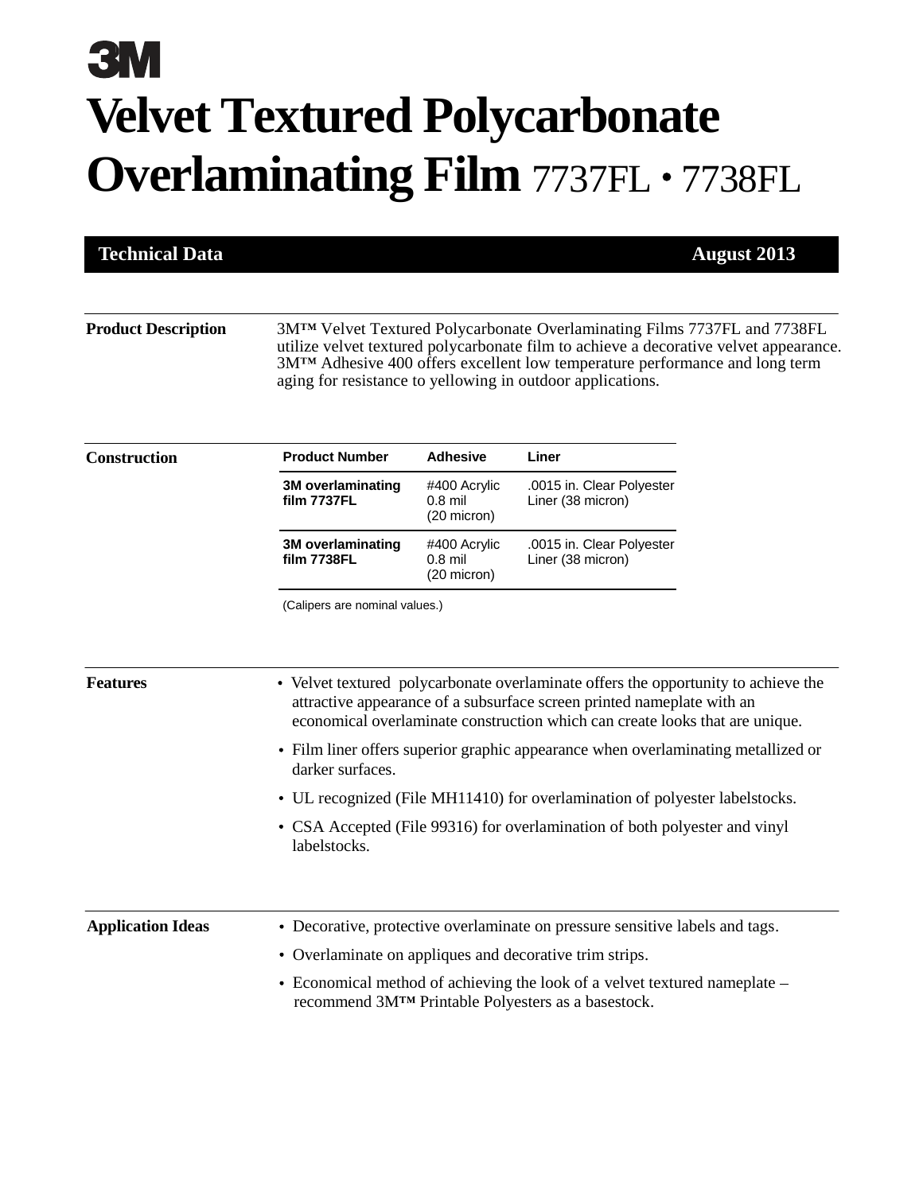3M

# Velvet Textured Polycarbonate Overlaminating Film 7737FL • 7738FL

**Technical Data** — **August 2013**

## Product Description

3M™ Velvet Textured Polycarbonate Overlaminating Films 7737FL and 7738FL utilize velvet textured polycarbonate film to achieve a decorative velvet appearance. 3M™ Adhesive 400 offers excellent low temperature performance and long term aging for resistance to yellowing in outdoor applications.

## Construction

| Product Number | Adhesive | Liner |
|---|---|---|
| **3M overlaminating film 7737FL** | #400 Acrylic 0.8 mil (20 micron) | .0015 in. Clear Polyester Liner (38 micron) |
| **3M overlaminating film 7738FL** | #400 Acrylic 0.8 mil (20 micron) | .0015 in. Clear Polyester Liner (38 micron) |

(Calipers are nominal values.)

## Features

- Velvet textured polycarbonate overlaminate offers the opportunity to achieve the attractive appearance of a subsurface screen printed nameplate with an economical overlaminate construction which can create looks that are unique.
- Film liner offers superior graphic appearance when overlaminating metallized or darker surfaces.
- UL recognized (File MH11410) for overlamination of polyester labelstocks.
- CSA Accepted (File 99316) for overlamination of both polyester and vinyl labelstocks.

## Application Ideas

- Decorative, protective overlaminate on pressure sensitive labels and tags.
- Overlaminate on appliques and decorative trim strips.
- Economical method of achieving the look of a velvet textured nameplate – recommend 3M™ Printable Polyesters as a basestock.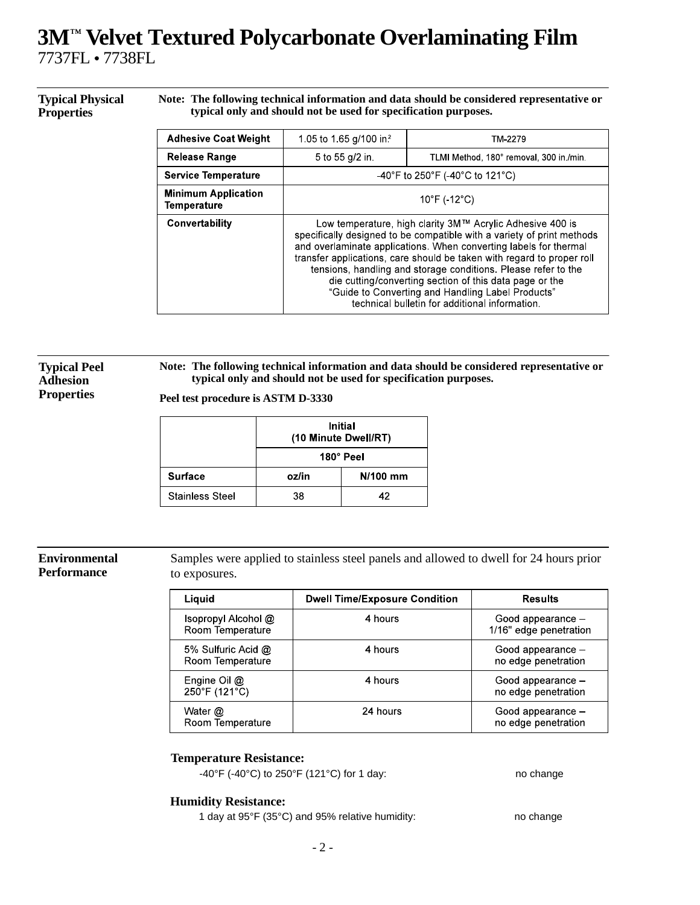# 3M™ Velvet Textured Polycarbonate Overlaminating Film

7737FL • 7738FL

## Typical Physical Properties

**Note: The following technical information and data should be considered representative or typical only and should not be used for specification purposes.**

| | | |
|---|---|---|
| **Adhesive Coat Weight** | 1.05 to 1.65 g/100 in² | TM-2279 |
| **Release Range** | 5 to 55 g/2 in. | TLMI Method, 180° removal, 300 in./min. |
| **Service Temperature** | -40°F to 250°F (-40°C to 121°C) | |
| **Minimum Application Temperature** | 10°F (-12°C) | |
| **Convertability** | Low temperature, high clarity 3M™ Acrylic Adhesive 400 is specifically designed to be compatible with a variety of print methods and overlaminate applications. When converting labels for thermal transfer applications, care should be taken with regard to proper roll tensions, handling and storage conditions. Please refer to the die cutting/converting section of this data page or the "Guide to Converting and Handling Label Products" technical bulletin for additional information. | |

## Typical Peel Adhesion Properties

**Note: The following technical information and data should be considered representative or typical only and should not be used for specification purposes.**

**Peel test procedure is ASTM D-3330**

| | Initial (10 Minute Dwell/RT) | |
|---|---|---|
| | 180° Peel | |
| **Surface** | **oz/in** | **N/100 mm** |
| Stainless Steel | 38 | 42 |

## Environmental Performance

Samples were applied to stainless steel panels and allowed to dwell for 24 hours prior to exposures.

| Liquid | Dwell Time/Exposure Condition | Results |
|---|---|---|
| Isopropyl Alcohol @ Room Temperature | 4 hours | Good appearance – 1/16" edge penetration |
| 5% Sulfuric Acid @ Room Temperature | 4 hours | Good appearance – no edge penetration |
| Engine Oil @ 250°F (121°C) | 4 hours | Good appearance – no edge penetration |
| Water @ Room Temperature | 24 hours | Good appearance – no edge penetration |

**Temperature Resistance:**

-40°F (-40°C) to 250°F (121°C) for 1 day: no change

**Humidity Resistance:**

1 day at 95°F (35°C) and 95% relative humidity: no change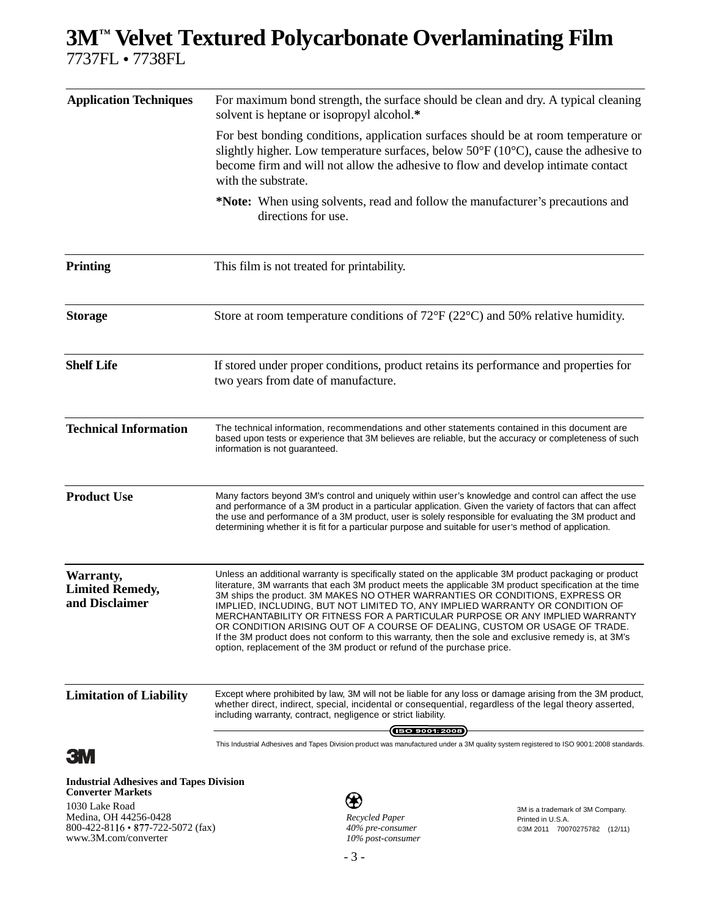# 3M™ Velvet Textured Polycarbonate Overlaminating Film

7737FL • 7738FL

| | |
|---|---|
| **Application Techniques** | For maximum bond strength, the surface should be clean and dry. A typical cleaning solvent is heptane or isopropyl alcohol.**\*** <br><br> For best bonding conditions, application surfaces should be at room temperature or slightly higher. Low temperature surfaces, below 50°F (10°C), cause the adhesive to become firm and will not allow the adhesive to flow and develop intimate contact with the substrate. <br><br> **\*Note:** When using solvents, read and follow the manufacturer's precautions and directions for use. |
| **Printing** | This film is not treated for printability. |
| **Storage** | Store at room temperature conditions of 72°F (22°C) and 50% relative humidity. |
| **Shelf Life** | If stored under proper conditions, product retains its performance and properties for two years from date of manufacture. |
| **Technical Information** | The technical information, recommendations and other statements contained in this document are based upon tests or experience that 3M believes are reliable, but the accuracy or completeness of such information is not guaranteed. |
| **Product Use** | Many factors beyond 3M's control and uniquely within user's knowledge and control can affect the use and performance of a 3M product in a particular application. Given the variety of factors that can affect the use and performance of a 3M product, user is solely responsible for evaluating the 3M product and determining whether it is fit for a particular purpose and suitable for user's method of application. |
| **Warranty, Limited Remedy, and Disclaimer** | Unless an additional warranty is specifically stated on the applicable 3M product packaging or product literature, 3M warrants that each 3M product meets the applicable 3M product specification at the time 3M ships the product. 3M MAKES NO OTHER WARRANTIES OR CONDITIONS, EXPRESS OR IMPLIED, INCLUDING, BUT NOT LIMITED TO, ANY IMPLIED WARRANTY OR CONDITION OF MERCHANTABILITY OR FITNESS FOR A PARTICULAR PURPOSE OR ANY IMPLIED WARRANTY OR CONDITION ARISING OUT OF A COURSE OF DEALING, CUSTOM OR USAGE OF TRADE. If the 3M product does not conform to this warranty, then the sole and exclusive remedy is, at 3M's option, replacement of the 3M product or refund of the purchase price. |
| **Limitation of Liability** | Except where prohibited by law, 3M will not be liable for any loss or damage arising from the 3M product, whether direct, indirect, special, incidental or consequential, regardless of the legal theory asserted, including warranty, contract, negligence or strict liability. |

ISO 9001:2008

This Industrial Adhesives and Tapes Division product was manufactured under a 3M quality system registered to ISO 9001:2008 standards.

3M

**Industrial Adhesives and Tapes Division**
**Converter Markets**
1030 Lake Road
Medina, OH 44256-0428
800-422-8116 • 877-722-5072 (fax)
www.3M.com/converter

*Recycled Paper*
*40% pre-consumer*
*10% post-consumer*

3M is a trademark of 3M Company.
Printed in U.S.A.
©3M 2011 70070275782 (12/11)